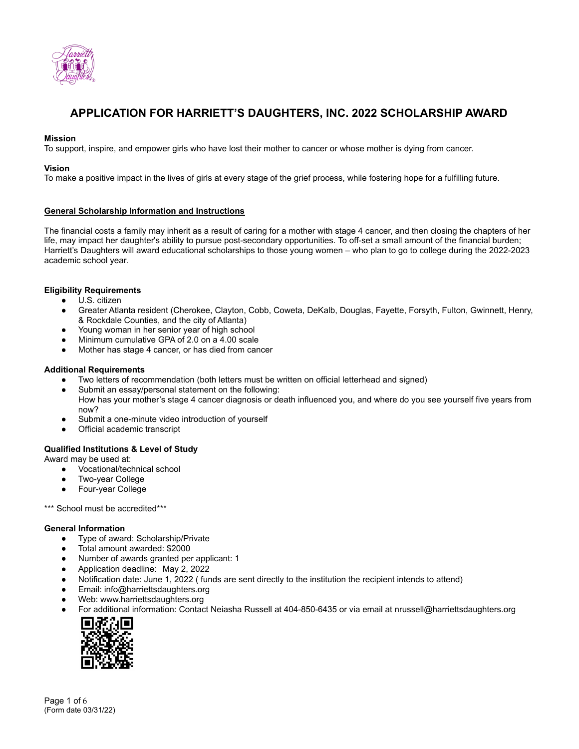# APPLICATION FOR HARRIETT'S DAUGHTERS, INC. 2022 SCHOLARSHIP AWARD

**Mission**
To support, inspire, and empower girls who have lost their mother to cancer or whose mother is dying from cancer.

**Vision**
To make a positive impact in the lives of girls at every stage of the grief process, while fostering hope for a fulfilling future.

**General Scholarship Information and Instructions**

The financial costs a family may inherit as a result of caring for a mother with stage 4 cancer, and then closing the chapters of her life, may impact her daughter's ability to pursue post-secondary opportunities. To off-set a small amount of the financial burden; Harriett's Daughters will award educational scholarships to those young women – who plan to go to college during the 2022-2023 academic school year.

**Eligibility Requirements**

- U.S. citizen
- Greater Atlanta resident (Cherokee, Clayton, Cobb, Coweta, DeKalb, Douglas, Fayette, Forsyth, Fulton, Gwinnett, Henry, & Rockdale Counties, and the city of Atlanta)
- Young woman in her senior year of high school
- Minimum cumulative GPA of 2.0 on a 4.00 scale
- Mother has stage 4 cancer, or has died from cancer

**Additional Requirements**

- Two letters of recommendation (both letters must be written on official letterhead and signed)
- Submit an essay/personal statement on the following:
  How has your mother's stage 4 cancer diagnosis or death influenced you, and where do you see yourself five years from now?
- Submit a one-minute video introduction of yourself
- Official academic transcript

**Qualified Institutions & Level of Study**
Award may be used at:

- Vocational/technical school
- Two-year College
- Four-year College

*** School must be accredited***

**General Information**

- Type of award: Scholarship/Private
- Total amount awarded: $2000
- Number of awards granted per applicant: 1
- Application deadline: May 2, 2022
- Notification date: June 1, 2022 ( funds are sent directly to the institution the recipient intends to attend)
- Email: info@harriettsdaughters.org
- Web: www.harriettsdaughters.org
- For additional information: Contact Neiasha Russell at 404-850-6435 or via email at nrussell@harriettsdaughters.org

(Form date 03/31/22)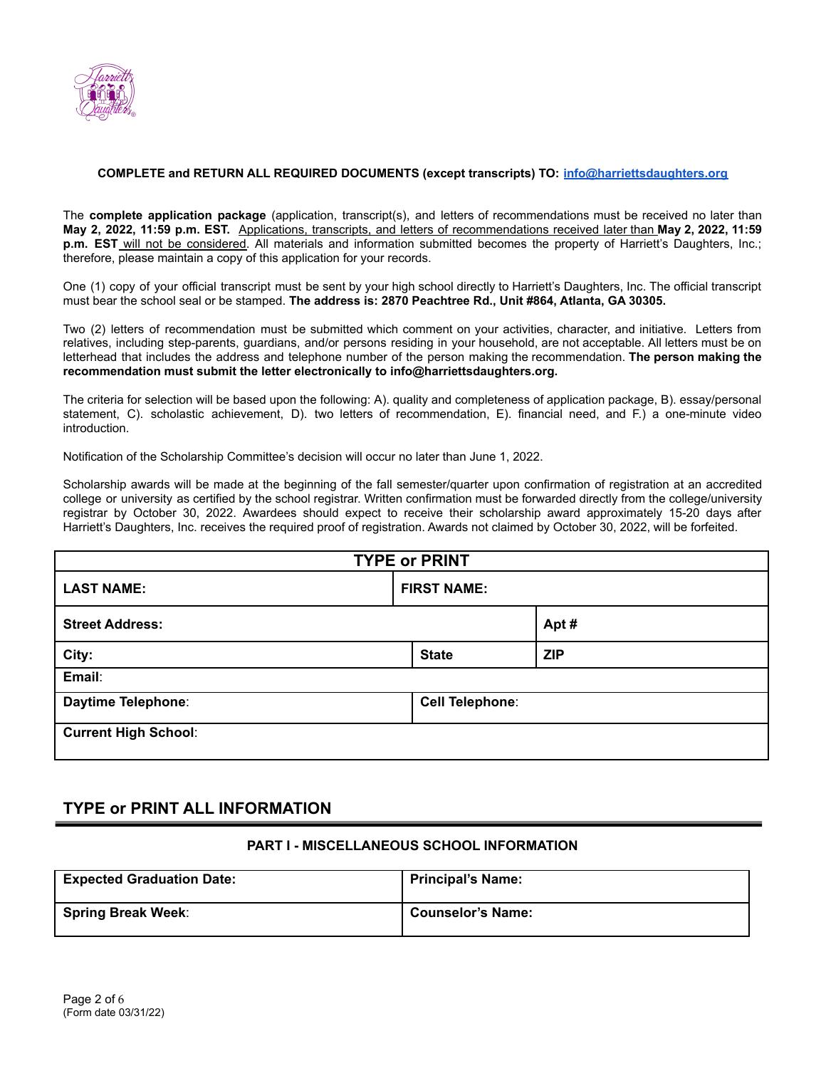**COMPLETE and RETURN ALL REQUIRED DOCUMENTS (except transcripts) TO: info@harriettsdaughters.org**

The **complete application package** (application, transcript(s), and letters of recommendations must be received no later than **May 2, 2022, 11:59 p.m. EST.** Applications, transcripts, and letters of recommendations received later than **May 2, 2022, 11:59 p.m. EST** will not be considered. All materials and information submitted becomes the property of Harriett's Daughters, Inc.; therefore, please maintain a copy of this application for your records.

One (1) copy of your official transcript must be sent by your high school directly to Harriett's Daughters, Inc. The official transcript must bear the school seal or be stamped. **The address is: 2870 Peachtree Rd., Unit #864, Atlanta, GA 30305.**

Two (2) letters of recommendation must be submitted which comment on your activities, character, and initiative. Letters from relatives, including step-parents, guardians, and/or persons residing in your household, are not acceptable. All letters must be on letterhead that includes the address and telephone number of the person making the recommendation. **The person making the recommendation must submit the letter electronically to info@harriettsdaughters.org.**

The criteria for selection will be based upon the following: A). quality and completeness of application package, B). essay/personal statement, C). scholastic achievement, D). two letters of recommendation, E). financial need, and F.) a one-minute video introduction.

Notification of the Scholarship Committee's decision will occur no later than June 1, 2022.

Scholarship awards will be made at the beginning of the fall semester/quarter upon confirmation of registration at an accredited college or university as certified by the school registrar. Written confirmation must be forwarded directly from the college/university registrar by October 30, 2022. Awardees should expect to receive their scholarship award approximately 15-20 days after Harriett's Daughters, Inc. receives the required proof of registration. Awards not claimed by October 30, 2022, will be forfeited.

| **TYPE or PRINT** | | |
|---|---|---|
| **LAST NAME:** | **FIRST NAME:** | |
| **Street Address:** | | **Apt #** |
| **City:** | **State** | **ZIP** |
| **Email:** | | |
| **Daytime Telephone:** | **Cell Telephone:** | |
| **Current High School:** | | |

## TYPE or PRINT ALL INFORMATION

### PART I - MISCELLANEOUS SCHOOL INFORMATION

| **Expected Graduation Date:** | **Principal's Name:** |
|---|---|
| **Spring Break Week:** | **Counselor's Name:** |

(Form date 03/31/22)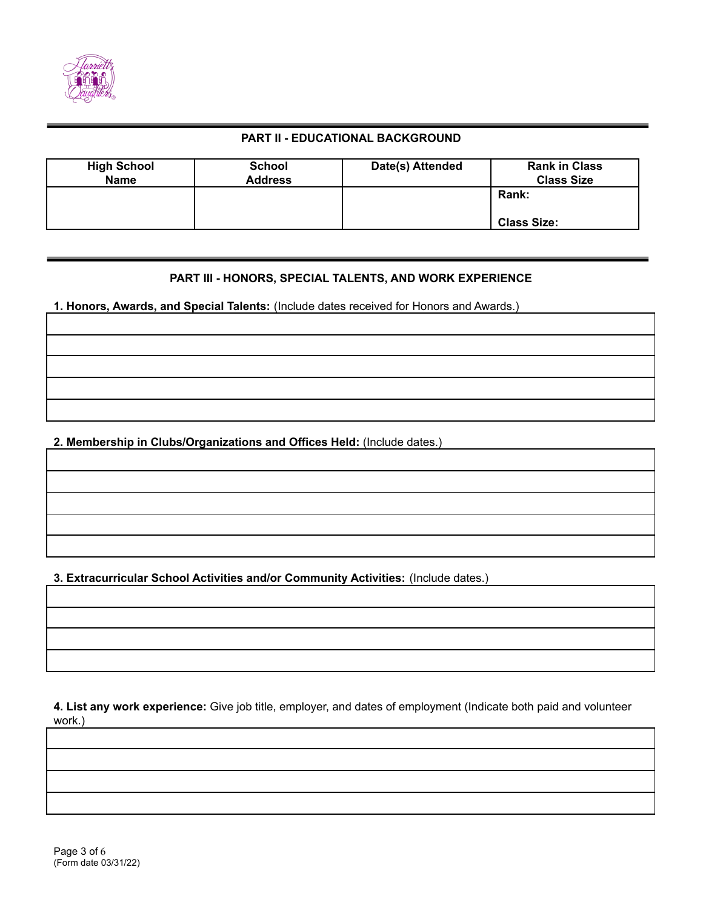## PART II - EDUCATIONAL BACKGROUND

| High School Name | School Address | Date(s) Attended | Rank in Class Class Size |
|---|---|---|---|
| | | | Rank: Class Size: |

## PART III - HONORS, SPECIAL TALENTS, AND WORK EXPERIENCE

**1. Honors, Awards, and Special Talents:** (Include dates received for Honors and Awards.)

| |
|---|
| |
| |
| |
| |
| |

**2. Membership in Clubs/Organizations and Offices Held:** (Include dates.)

| |
|---|
| |
| |
| |
| |
| |

**3. Extracurricular School Activities and/or Community Activities:** (Include dates.)

| |
|---|
| |
| |
| |
| |

**4. List any work experience:** Give job title, employer, and dates of employment (Indicate both paid and volunteer work.)

| |
|---|
| |
| |
| |
| |

(Form date 03/31/22)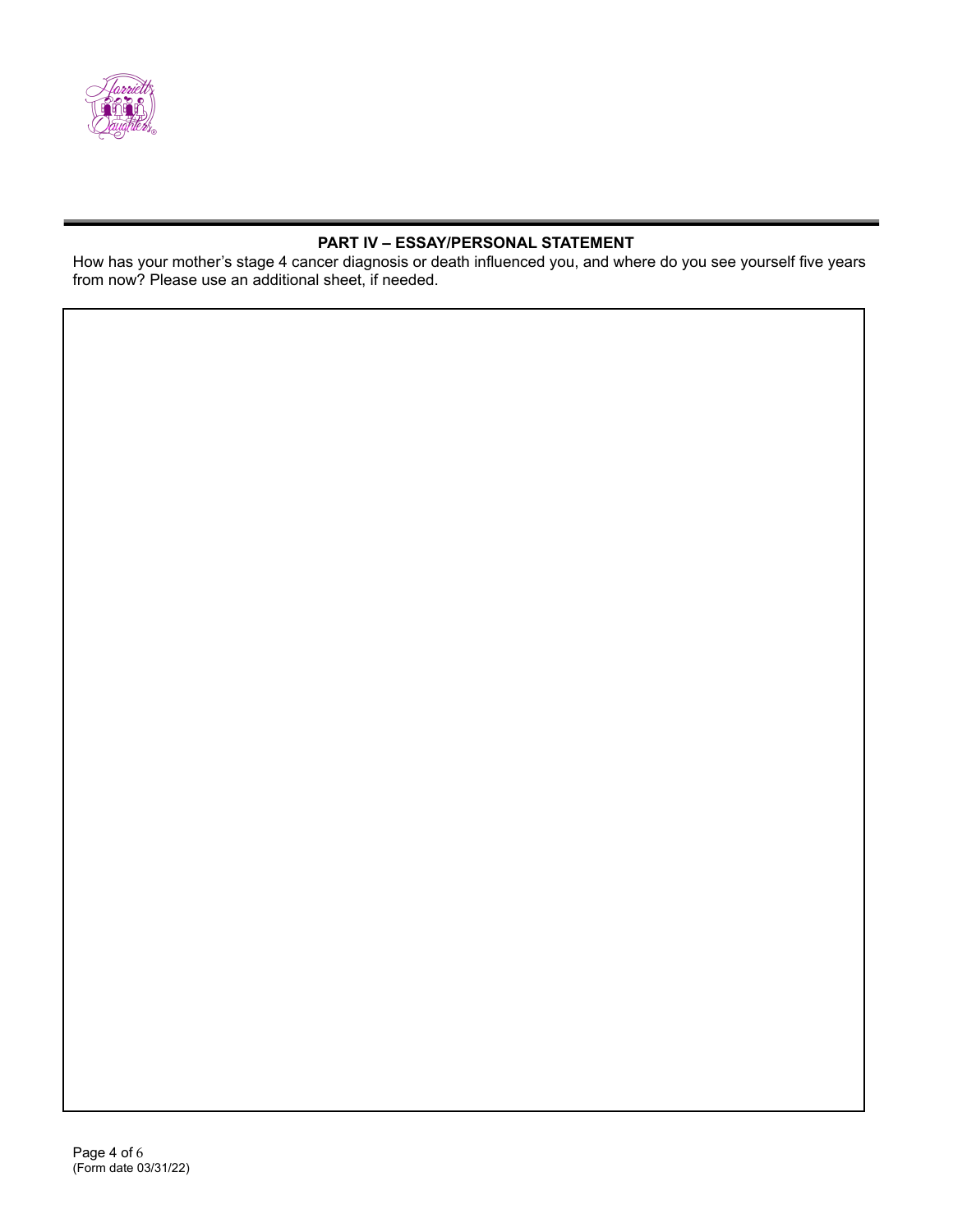## PART IV – ESSAY/PERSONAL STATEMENT

How has your mother's stage 4 cancer diagnosis or death influenced you, and where do you see yourself five years from now? Please use an additional sheet, if needed.

(Form date 03/31/22)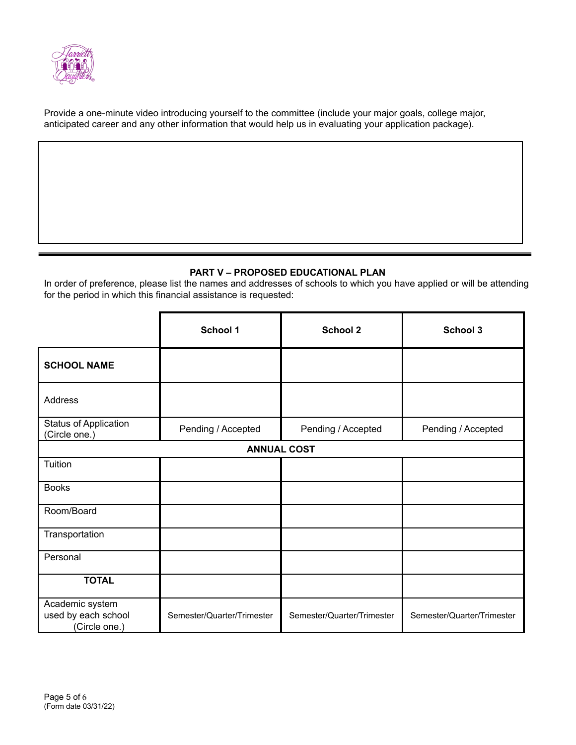Provide a one-minute video introducing yourself to the committee (include your major goals, college major, anticipated career and any other information that would help us in evaluating your application package).

---

## PART V – PROPOSED EDUCATIONAL PLAN

In order of preference, please list the names and addresses of schools to which you have applied or will be attending for the period in which this financial assistance is requested:

| | School 1 | School 2 | School 3 |
|---|---|---|---|
| **SCHOOL NAME** | | | |
| Address | | | |
| Status of Application (Circle one.) | Pending / Accepted | Pending / Accepted | Pending / Accepted |
| **ANNUAL COST** | | | |
| Tuition | | | |
| Books | | | |
| Room/Board | | | |
| Transportation | | | |
| Personal | | | |
| **TOTAL** | | | |
| Academic system used by each school (Circle one.) | Semester/Quarter/Trimester | Semester/Quarter/Trimester | Semester/Quarter/Trimester |

(Form date 03/31/22)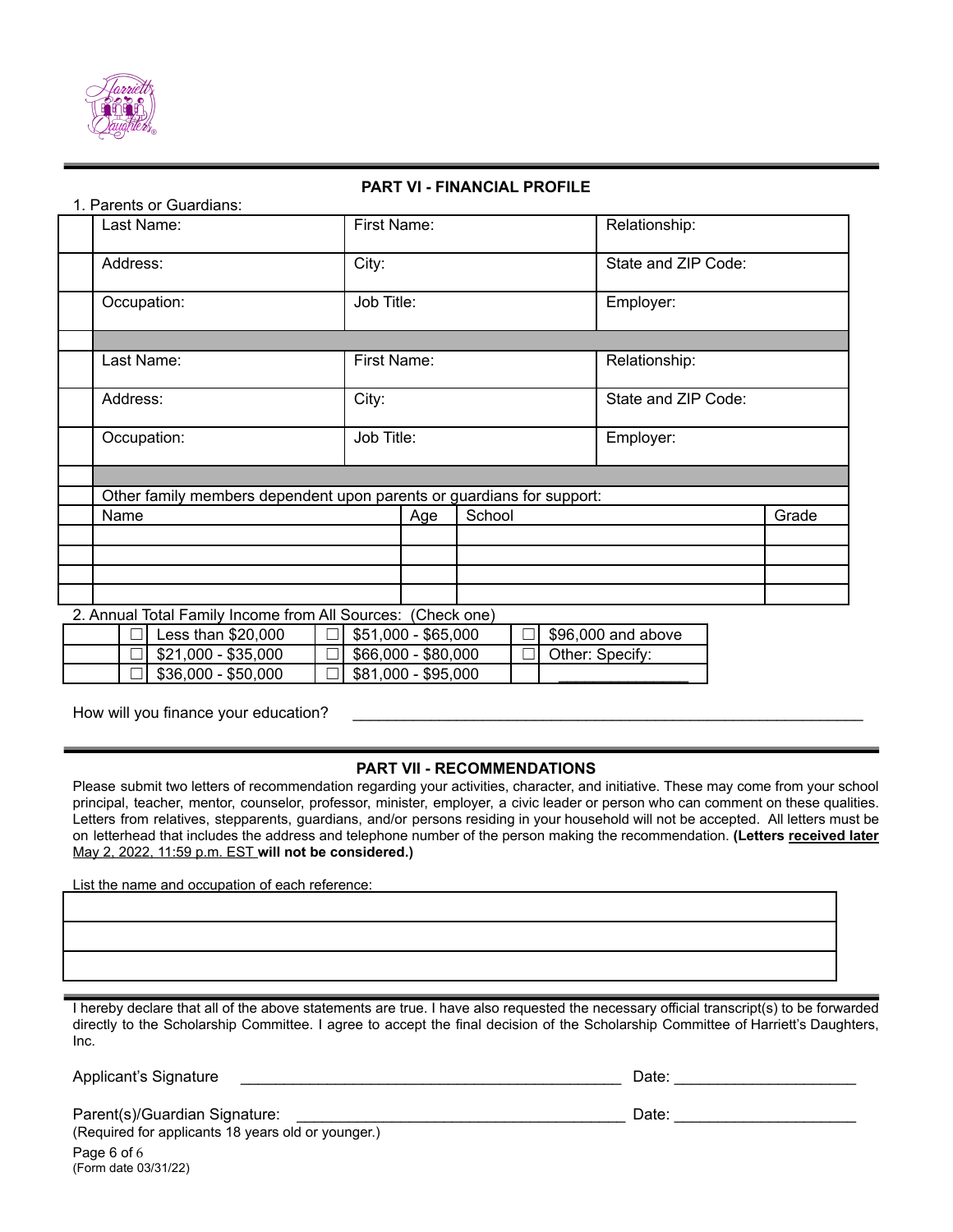## PART VI - FINANCIAL PROFILE

1. Parents or Guardians:

| | | | |
|---|---|---|---|
| | Last Name: | First Name: | Relationship: |
| | Address: | City: | State and ZIP Code: |
| | Occupation: | Job Title: | Employer: |
| | | | |
| | Last Name: | First Name: | Relationship: |
| | Address: | City: | State and ZIP Code: |
| | Occupation: | Job Title: | Employer: |

Other family members dependent upon parents or guardians for support:

| Name | Age | School | Grade |
|---|---|---|---|
| | | | |
| | | | |
| | | | |
| | | | |

2. Annual Total Family Income from All Sources: (Check one)

| | | |
|---|---|---|
| ☐ Less than $20,000 | ☐ $51,000 - $65,000 | ☐ $96,000 and above |
| ☐ $21,000 - $35,000 | ☐ $66,000 - $80,000 | ☐ Other: Specify: |
| ☐ $36,000 - $50,000 | ☐ $81,000 - $95,000 | _______________ |

How will you finance your education? ____________________________________________________________

## PART VII - RECOMMENDATIONS

Please submit two letters of recommendation regarding your activities, character, and initiative. These may come from your school principal, teacher, mentor, counselor, professor, minister, employer, a civic leader or person who can comment on these qualities. Letters from relatives, stepparents, guardians, and/or persons residing in your household will not be accepted. All letters must be on letterhead that includes the address and telephone number of the person making the recommendation. **(Letters received later** May 2, 2022, 11:59 p.m. EST **will not be considered.)**

List the name and occupation of each reference:

| |
|---|
| |
| |
| |

I hereby declare that all of the above statements are true. I have also requested the necessary official transcript(s) to be forwarded directly to the Scholarship Committee. I agree to accept the final decision of the Scholarship Committee of Harriett's Daughters, Inc.

Applicant's Signature _____________________________________________ Date: ____________________

Parent(s)/Guardian Signature: ______________________________________ Date: ____________________
(Required for applicants 18 years old or younger.)

(Form date 03/31/22)